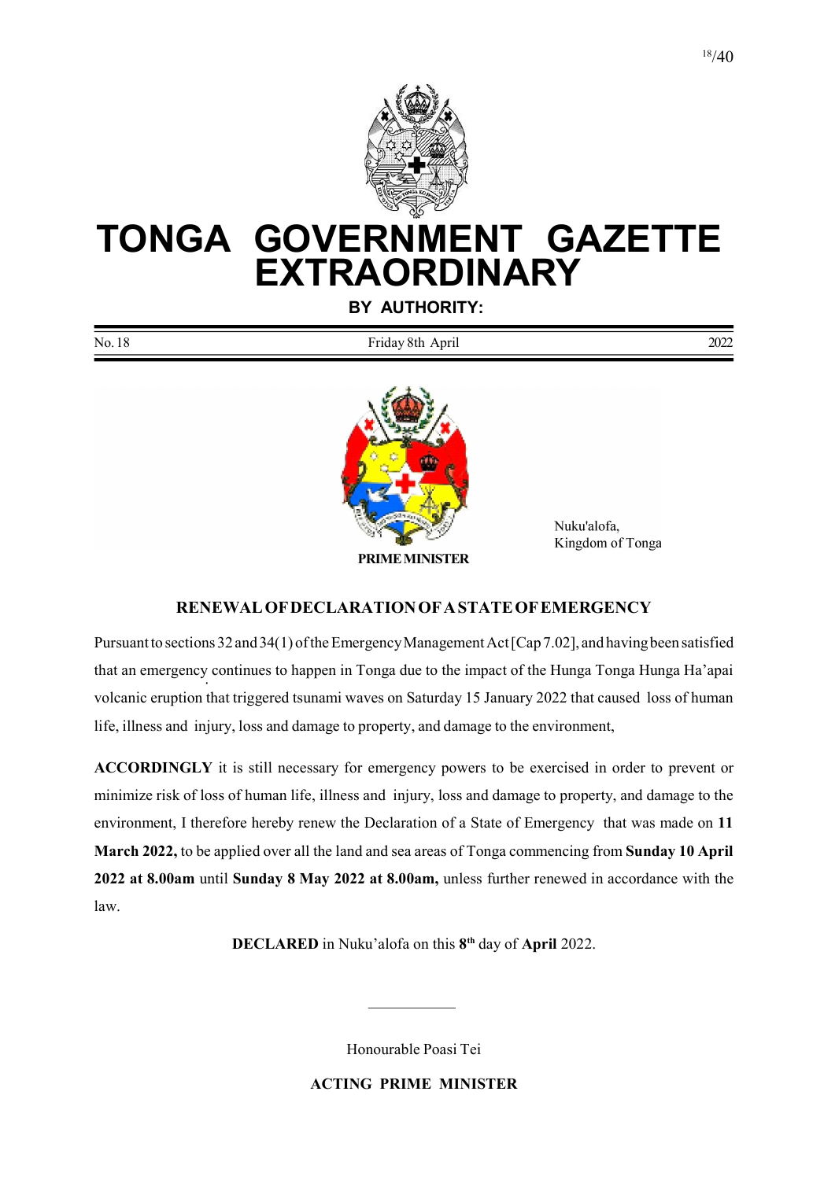# TONGA GOVERNMENT GAZETTE EXTRAORDINARY

**BY AUTHORITY:**

| No. 18 | Friday 8th April | 2022 |
|---|---|---|

Nuku'alofa,
Kingdom of Tonga

**PRIME MINISTER**

## RENEWAL OF DECLARATION OF A STATE OF EMERGENCY

Pursuant to sections 32 and 34(1) of the Emergency Management Act [Cap 7.02], and having been satisfied that an emergency continues to happen in Tonga due to the impact of the Hunga Tonga Hunga Ha'apai volcanic eruption that triggered tsunami waves on Saturday 15 January 2022 that caused loss of human life, illness and injury, loss and damage to property, and damage to the environment,

**ACCORDINGLY** it is still necessary for emergency powers to be exercised in order to prevent or minimize risk of loss of human life, illness and injury, loss and damage to property, and damage to the environment, I therefore hereby renew the Declaration of a State of Emergency that was made on **11 March 2022,** to be applied over all the land and sea areas of Tonga commencing from **Sunday 10 April 2022 at 8.00am** until **Sunday 8 May 2022 at 8.00am,** unless further renewed in accordance with the law.

**DECLARED** in Nuku'alofa on this **8th** day of **April** 2022.

Honourable Poasi Tei

**ACTING PRIME MINISTER**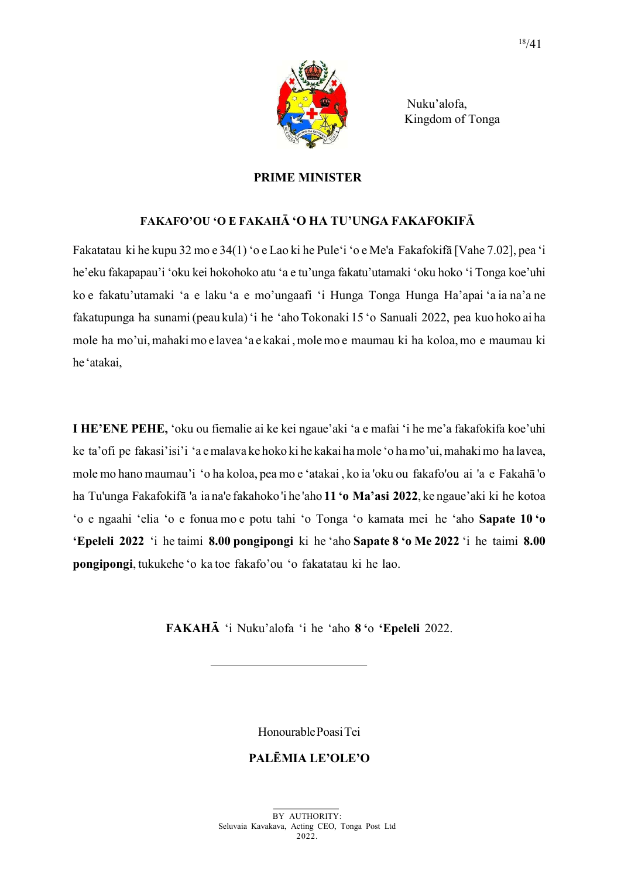Nuku'alofa,
Kingdom of Tonga

**PRIME MINISTER**

**FAKAFO'OU 'O E FAKAHĀ 'O HA TU'UNGA FAKAFOKIFĀ**

Fakatatau ki he kupu 32 mo e 34(1) 'o e Lao ki he Pule'i 'o e Me'a Fakafokifā [Vahe 7.02], pea 'i he'eku fakapapau'i 'oku kei hokohoko atu 'a e tu'unga fakatu'utamaki 'oku hoko 'i Tonga koe'uhi ko e fakatu'utamaki 'a e laku 'a e mo'ungaafi 'i Hunga Tonga Hunga Ha'apai 'a ia na'a ne fakatupunga ha sunami (peau kula) 'i he 'aho Tokonaki 15 'o Sanuali 2022, pea kuo hoko ai ha mole ha mo'ui, mahaki mo e lavea 'a e kakai , mole mo e maumau ki ha koloa, mo e maumau ki he 'atakai,

**I HE'ENE PEHE,** 'oku ou fiemalie ai ke kei ngaue'aki 'a e mafai 'i he me'a fakafokifa koe'uhi ke ta'ofi pe fakasi'isi'i 'a e malava ke hoko ki he kakai ha mole 'o ha mo'ui, mahaki mo ha lavea, mole mo hano maumau'i 'o ha koloa, pea mo e 'atakai , ko ia 'oku ou fakafo'ou ai 'a e Fakahā 'o ha Tu'unga Fakafokifā 'a ia na'e fakahoko 'i he 'aho **11 'o Ma'asi 2022**, ke ngaue'aki ki he kotoa 'o e ngaahi 'elia 'o e fonua mo e potu tahi 'o Tonga 'o kamata mei he 'aho **Sapate 10 'o 'Epeleli 2022** 'i he taimi **8.00 pongipongi** ki he 'aho **Sapate 8 'o Me 2022** 'i he taimi **8.00 pongipongi**, tukukehe 'o ka toe fakafo'ou 'o fakatatau ki he lao.

**FAKAHĀ** 'i Nuku'alofa 'i he 'aho **8** 'o **'Epeleli** 2022.

---

Honourable Poasi Tei

**PALĒMIA LE'OLE'O**

BY AUTHORITY:
Seluvaia Kavakava, Acting CEO, Tonga Post Ltd
2022.